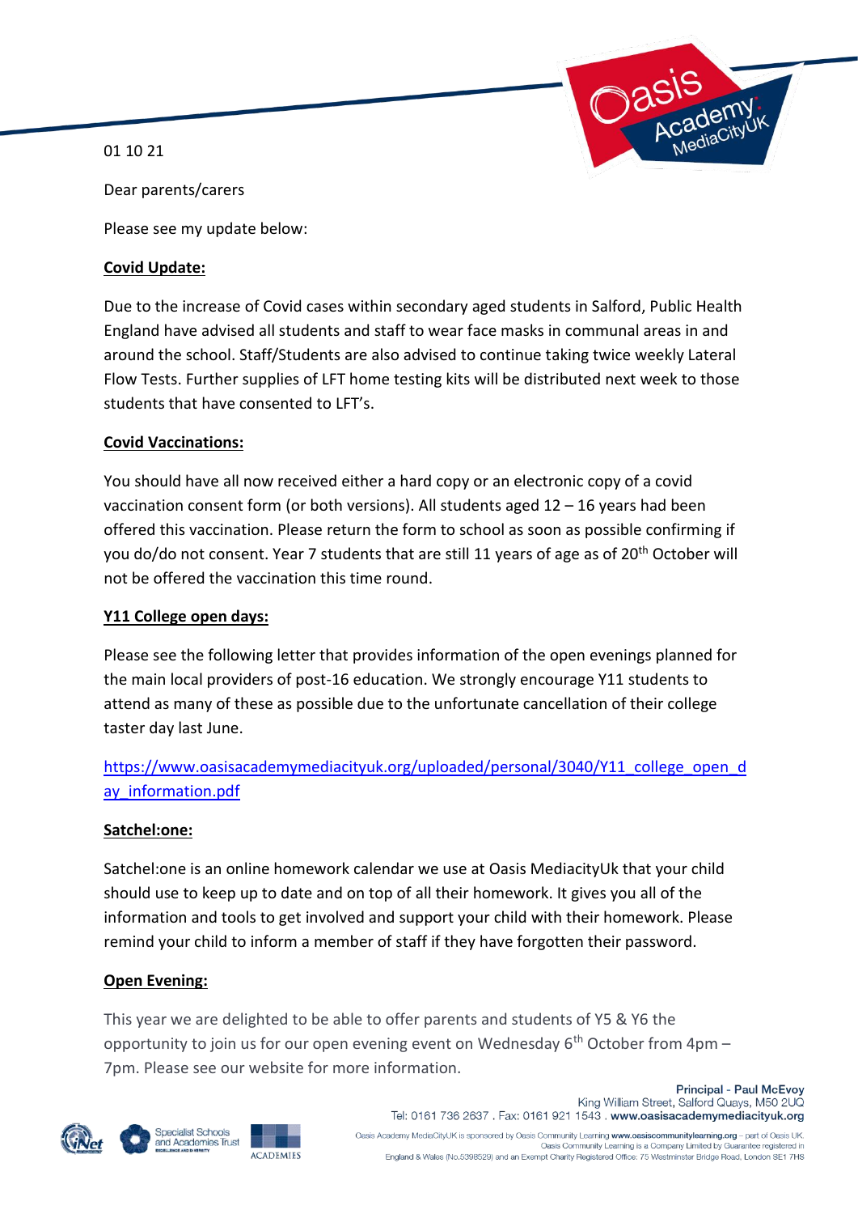01 10 21

Dear parents/carers

Please see my update below:

**Covid Update:**

Due to the increase of Covid cases within secondary aged students in Salford, Public Health England have advised all students and staff to wear face masks in communal areas in and around the school. Staff/Students are also advised to continue taking twice weekly Lateral Flow Tests. Further supplies of LFT home testing kits will be distributed next week to those students that have consented to LFT's.

**Covid Vaccinations:**

You should have all now received either a hard copy or an electronic copy of a covid vaccination consent form (or both versions). All students aged 12 – 16 years had been offered this vaccination. Please return the form to school as soon as possible confirming if you do/do not consent. Year 7 students that are still 11 years of age as of 20th October will not be offered the vaccination this time round.

**Y11 College open days:**

Please see the following letter that provides information of the open evenings planned for the main local providers of post-16 education. We strongly encourage Y11 students to attend as many of these as possible due to the unfortunate cancellation of their college taster day last June.

https://www.oasisacademymediacityuk.org/uploaded/personal/3040/Y11_college_open_day_information.pdf

**Satchel:one:**

Satchel:one is an online homework calendar we use at Oasis MediacityUk that your child should use to keep up to date and on top of all their homework. It gives you all of the information and tools to get involved and support your child with their homework. Please remind your child to inform a member of staff if they have forgotten their password.

**Open Evening:**

This year we are delighted to be able to offer parents and students of Y5 & Y6 the opportunity to join us for our open evening event on Wednesday 6th October from 4pm – 7pm. Please see our website for more information.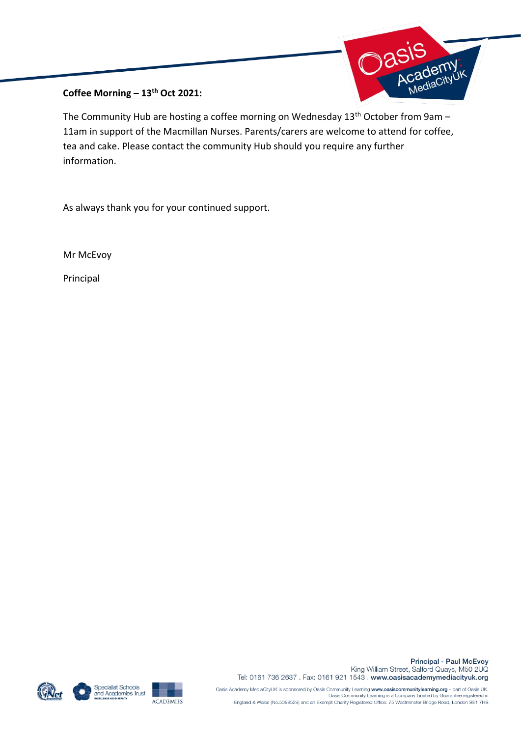**<u>Coffee Morning – 13th Oct 2021:</u>**

The Community Hub are hosting a coffee morning on Wednesday 13th October from 9am – 11am in support of the Macmillan Nurses. Parents/carers are welcome to attend for coffee, tea and cake. Please contact the community Hub should you require any further information.

As always thank you for your continued support.

Mr McEvoy

Principal